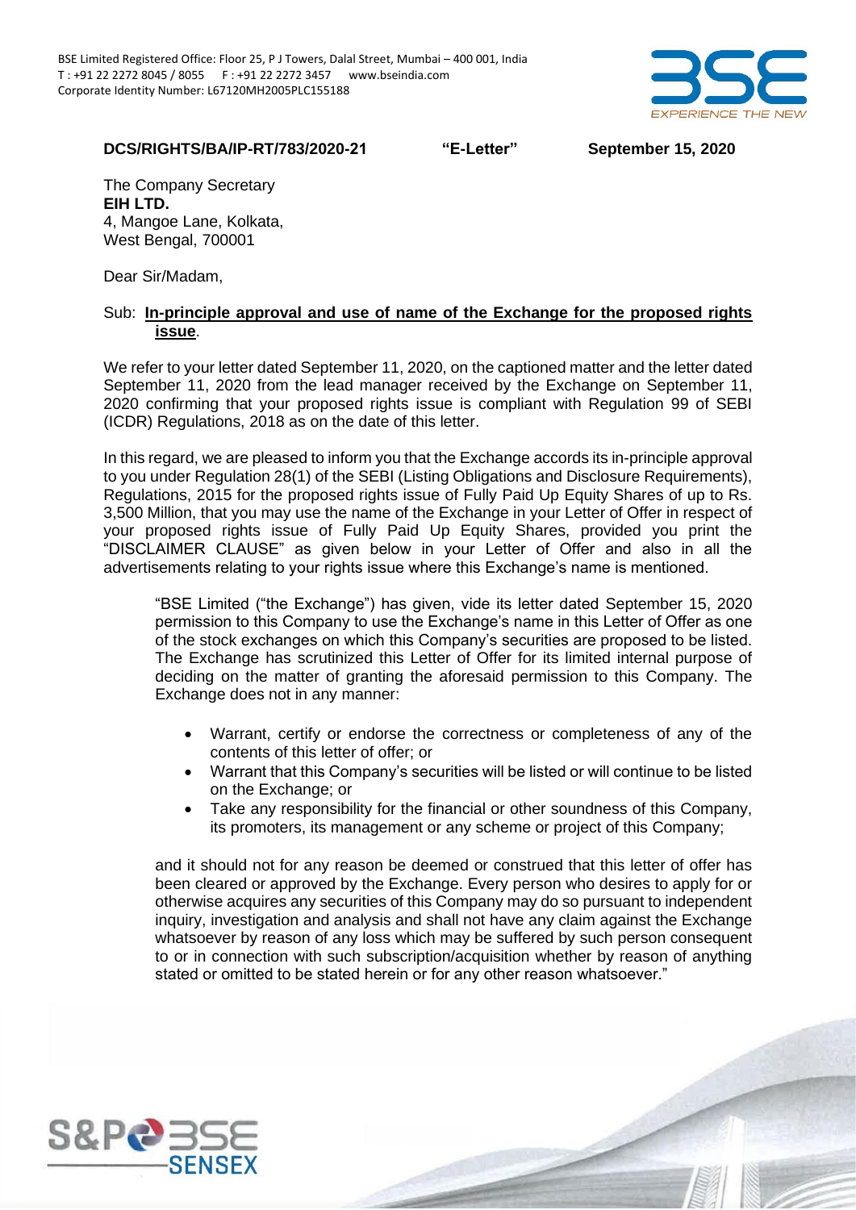BSE Limited Registered Office: Floor 25, P J Towers, Dalal Street, Mumbai – 400 001, India
T : +91 22 2272 8045 / 8055 F : +91 22 2272 3457 www.bseindia.com
Corporate Identity Number: L67120MH2005PLC155188

**DCS/RIGHTS/BA/IP-RT/783/2020-21** **"E-Letter"** **September 15, 2020**

The Company Secretary
**EIH LTD.**
4, Mangoe Lane, Kolkata,
West Bengal, 700001

Dear Sir/Madam,

Sub: **In-principle approval and use of name of the Exchange for the proposed rights issue**.

We refer to your letter dated September 11, 2020, on the captioned matter and the letter dated September 11, 2020 from the lead manager received by the Exchange on September 11, 2020 confirming that your proposed rights issue is compliant with Regulation 99 of SEBI (ICDR) Regulations, 2018 as on the date of this letter.

In this regard, we are pleased to inform you that the Exchange accords its in-principle approval to you under Regulation 28(1) of the SEBI (Listing Obligations and Disclosure Requirements), Regulations, 2015 for the proposed rights issue of Fully Paid Up Equity Shares of up to Rs. 3,500 Million, that you may use the name of the Exchange in your Letter of Offer in respect of your proposed rights issue of Fully Paid Up Equity Shares, provided you print the "DISCLAIMER CLAUSE" as given below in your Letter of Offer and also in all the advertisements relating to your rights issue where this Exchange's name is mentioned.

> "BSE Limited ("the Exchange") has given, vide its letter dated September 15, 2020 permission to this Company to use the Exchange's name in this Letter of Offer as one of the stock exchanges on which this Company's securities are proposed to be listed. The Exchange has scrutinized this Letter of Offer for its limited internal purpose of deciding on the matter of granting the aforesaid permission to this Company. The Exchange does not in any manner:
>
> - Warrant, certify or endorse the correctness or completeness of any of the contents of this letter of offer; or
> - Warrant that this Company's securities will be listed or will continue to be listed on the Exchange; or
> - Take any responsibility for the financial or other soundness of this Company, its promoters, its management or any scheme or project of this Company;
>
> and it should not for any reason be deemed or construed that this letter of offer has been cleared or approved by the Exchange. Every person who desires to apply for or otherwise acquires any securities of this Company may do so pursuant to independent inquiry, investigation and analysis and shall not have any claim against the Exchange whatsoever by reason of any loss which may be suffered by such person consequent to or in connection with such subscription/acquisition whether by reason of anything stated or omitted to be stated herein or for any other reason whatsoever."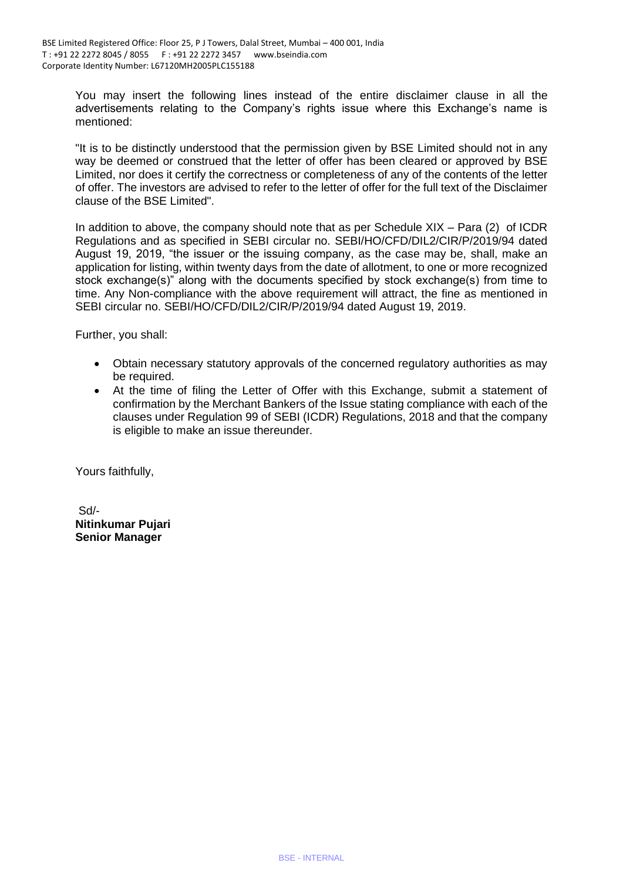You may insert the following lines instead of the entire disclaimer clause in all the advertisements relating to the Company's rights issue where this Exchange's name is mentioned:

"It is to be distinctly understood that the permission given by BSE Limited should not in any way be deemed or construed that the letter of offer has been cleared or approved by BSE Limited, nor does it certify the correctness or completeness of any of the contents of the letter of offer. The investors are advised to refer to the letter of offer for the full text of the Disclaimer clause of the BSE Limited".

In addition to above, the company should note that as per Schedule XIX – Para (2) of ICDR Regulations and as specified in SEBI circular no. SEBI/HO/CFD/DIL2/CIR/P/2019/94 dated August 19, 2019, "the issuer or the issuing company, as the case may be, shall, make an application for listing, within twenty days from the date of allotment, to one or more recognized stock exchange(s)" along with the documents specified by stock exchange(s) from time to time. Any Non-compliance with the above requirement will attract, the fine as mentioned in SEBI circular no. SEBI/HO/CFD/DIL2/CIR/P/2019/94 dated August 19, 2019.

Further, you shall:

- Obtain necessary statutory approvals of the concerned regulatory authorities as may be required.
- At the time of filing the Letter of Offer with this Exchange, submit a statement of confirmation by the Merchant Bankers of the Issue stating compliance with each of the clauses under Regulation 99 of SEBI (ICDR) Regulations, 2018 and that the company is eligible to make an issue thereunder.

Yours faithfully,

Sd/-
**Nitinkumar Pujari**
**Senior Manager**